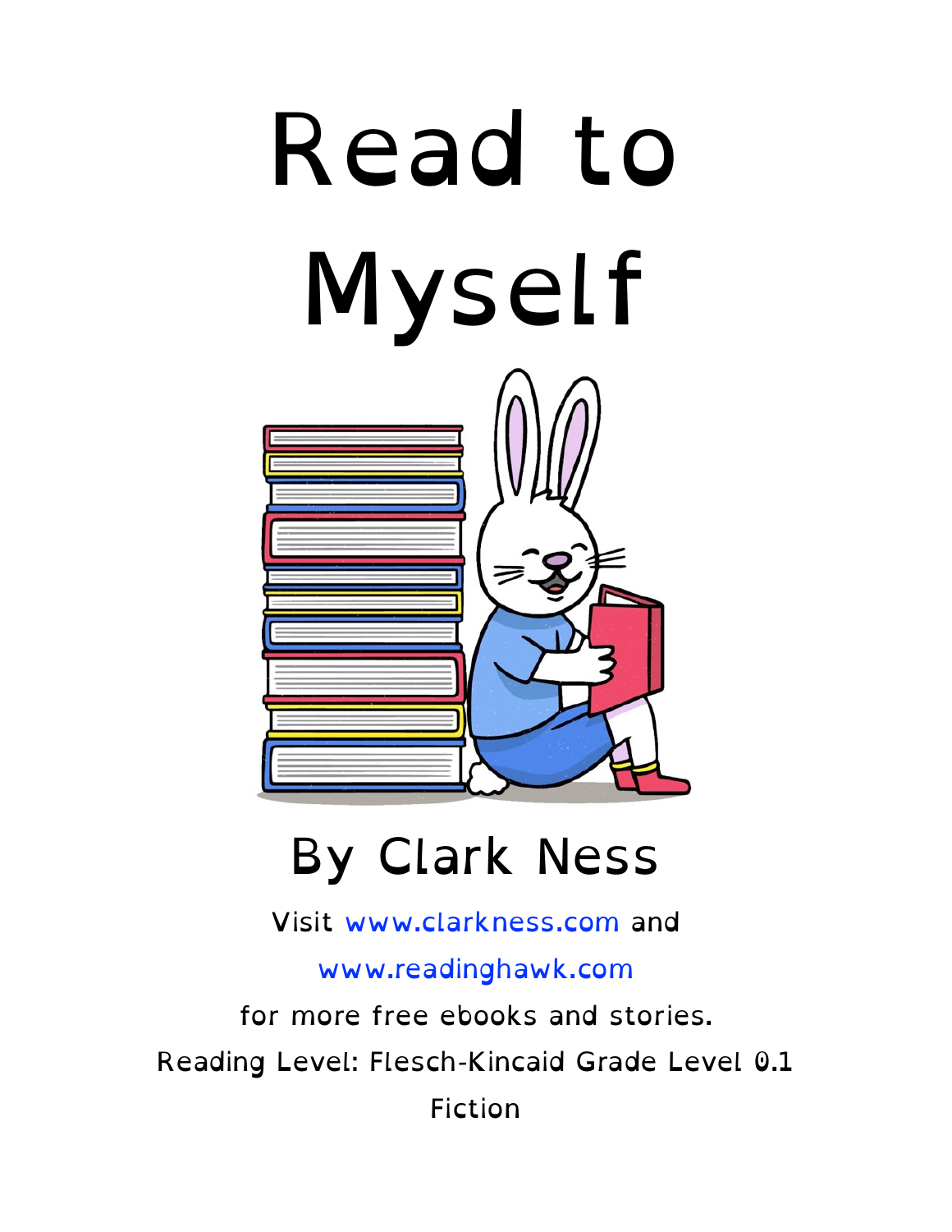# Read to Myself

## By Clark Ness

Visit www.clarkness.com and www.readinghawk.com for more free ebooks and stories.

Reading Level: Flesch-Kincaid Grade Level 0.1

Fiction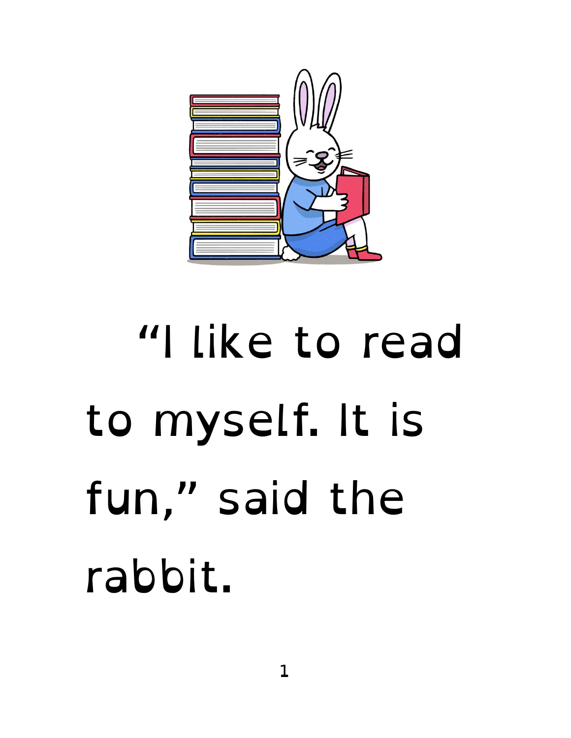“I like to read to myself. It is fun,” said the rabbit.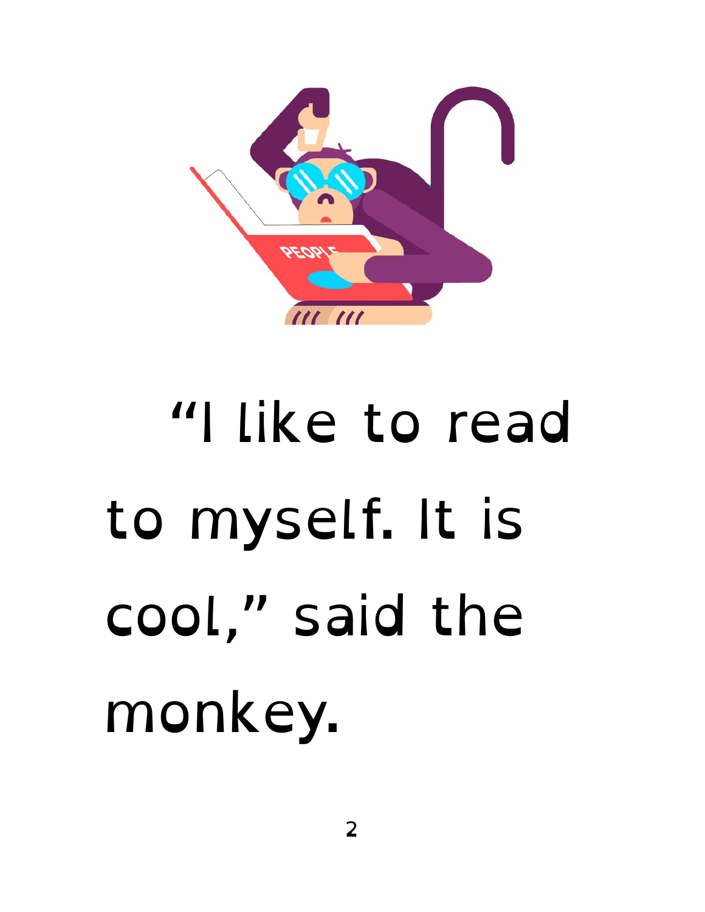"I like to read to myself. It is cool," said the monkey.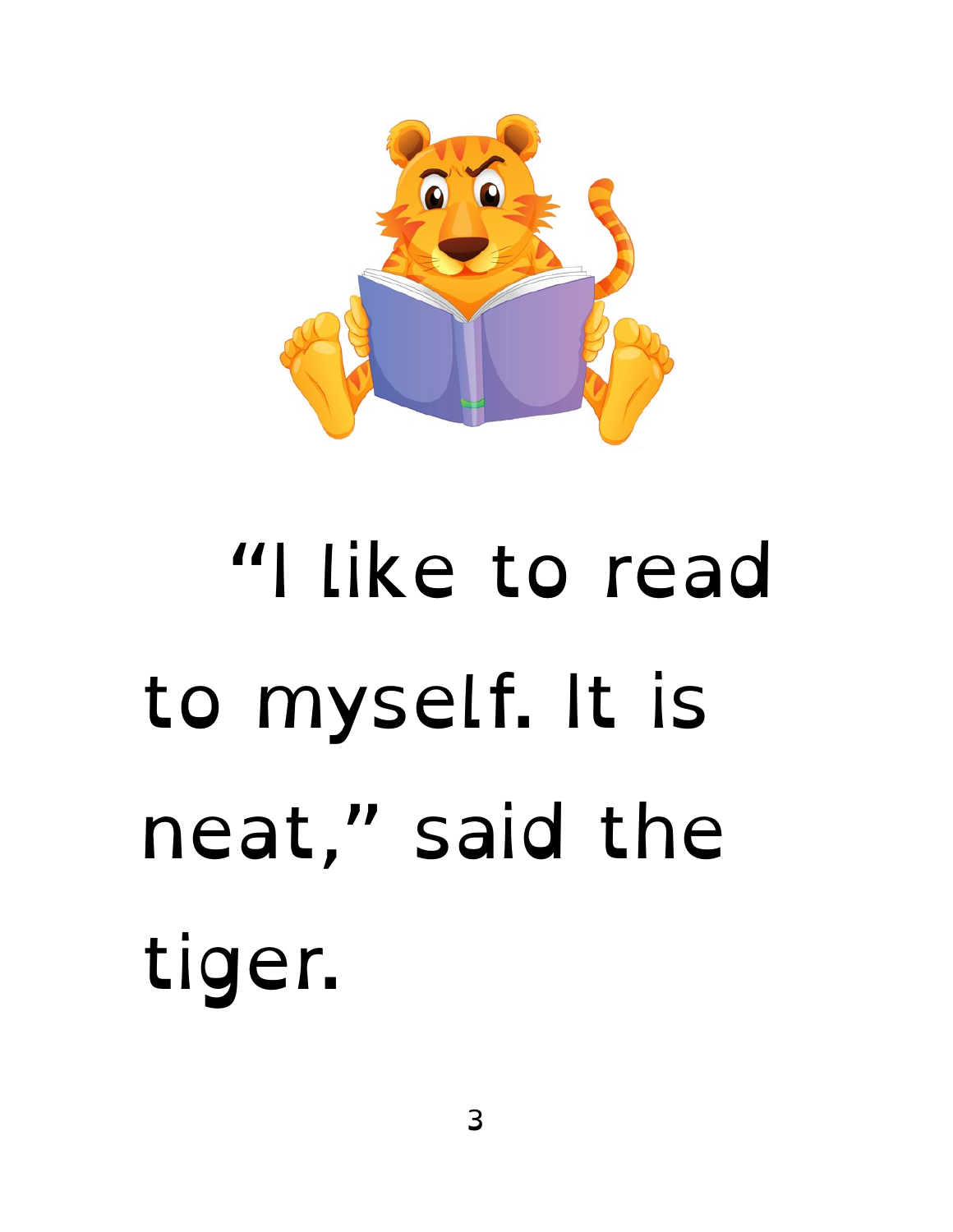"I like to read to myself. It is neat," said the tiger.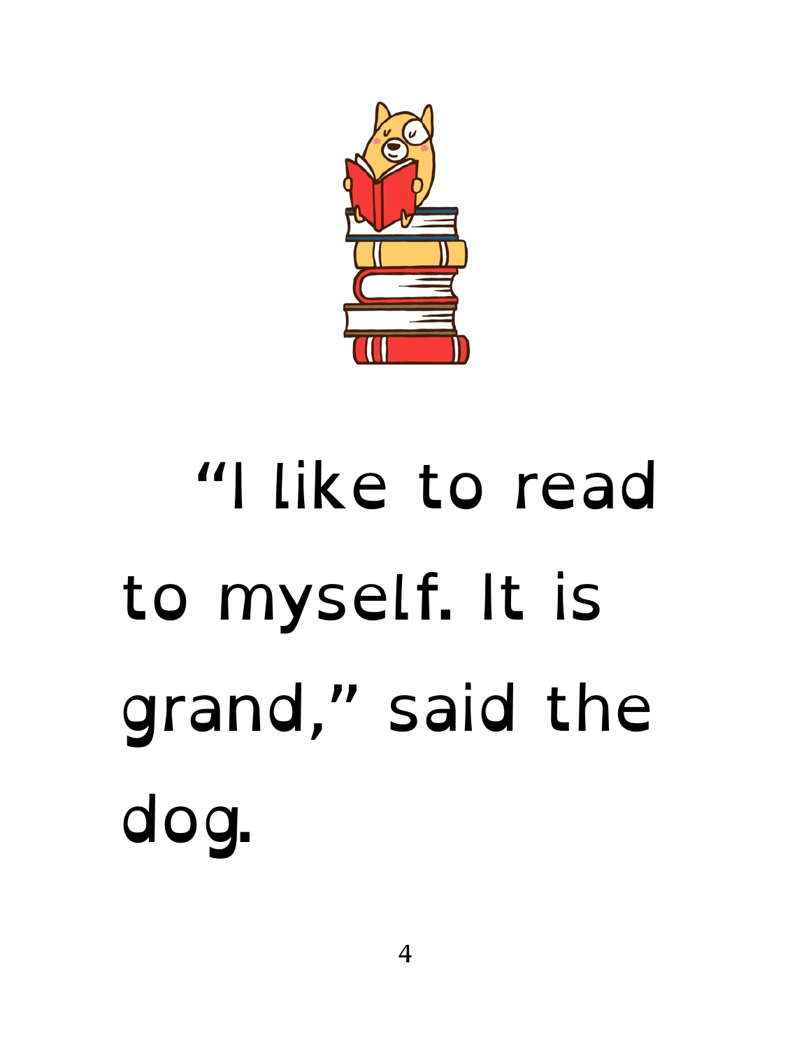"I like to read to myself. It is grand," said the dog.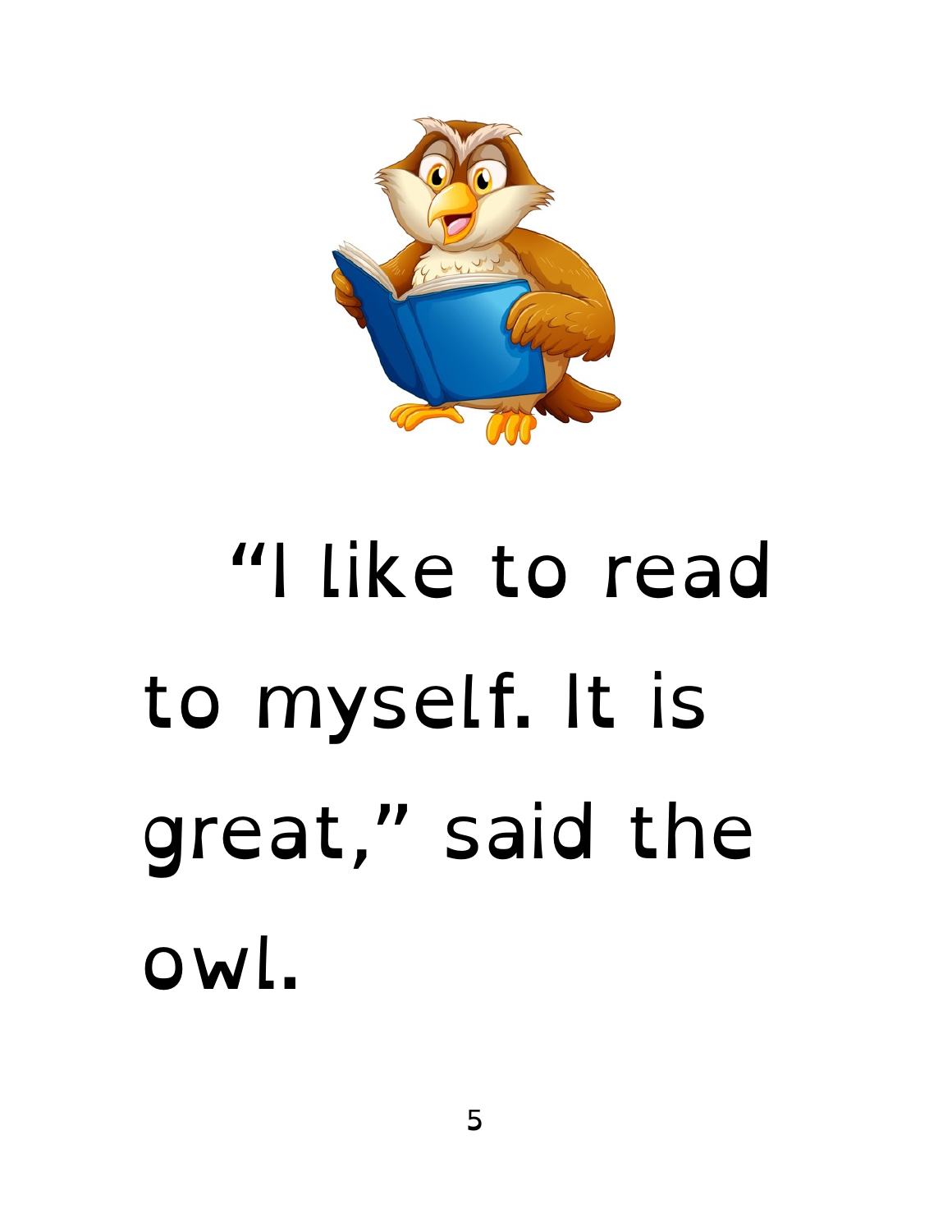"I like to read to myself. It is great," said the owl.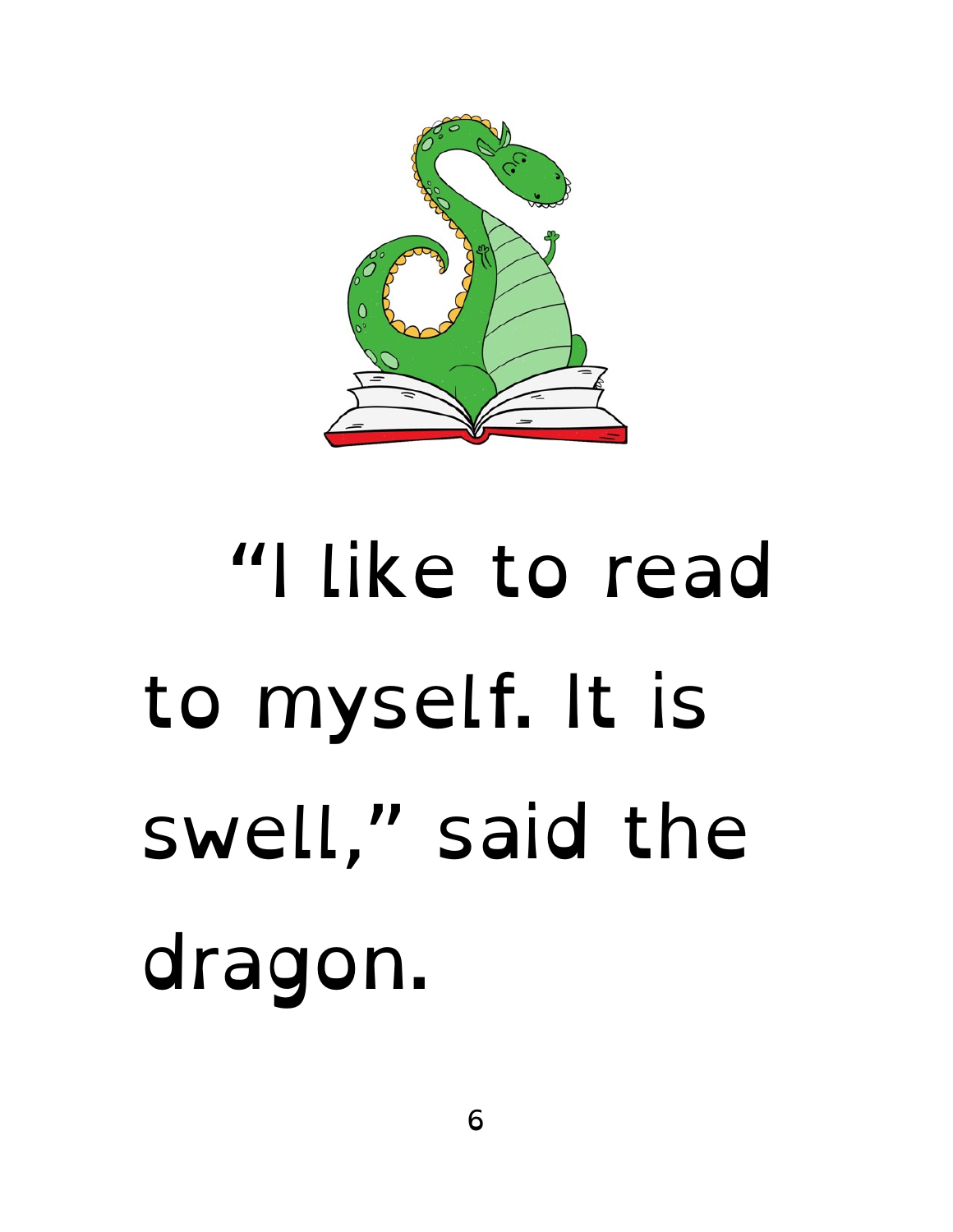"I like to read to myself. It is swell," said the dragon.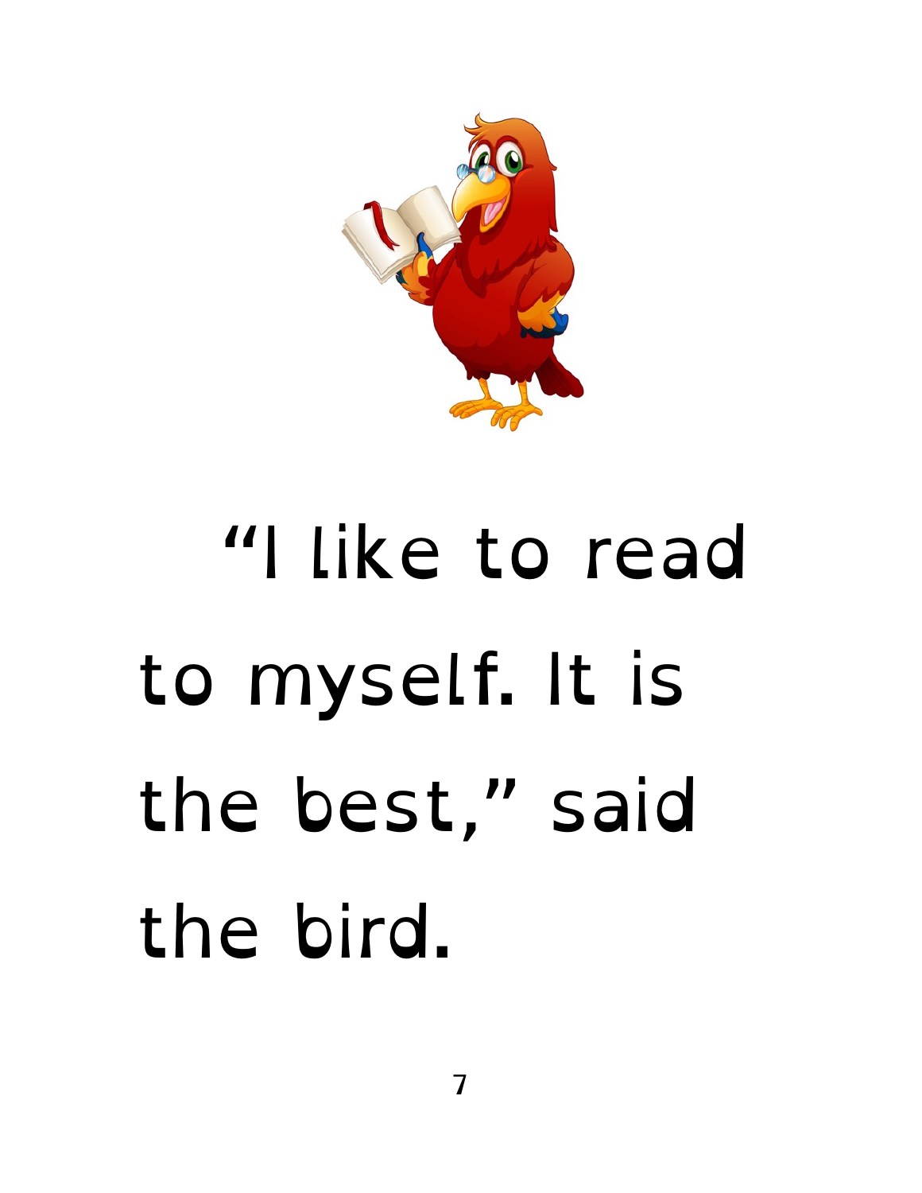"I like to read to myself. It is the best," said the bird.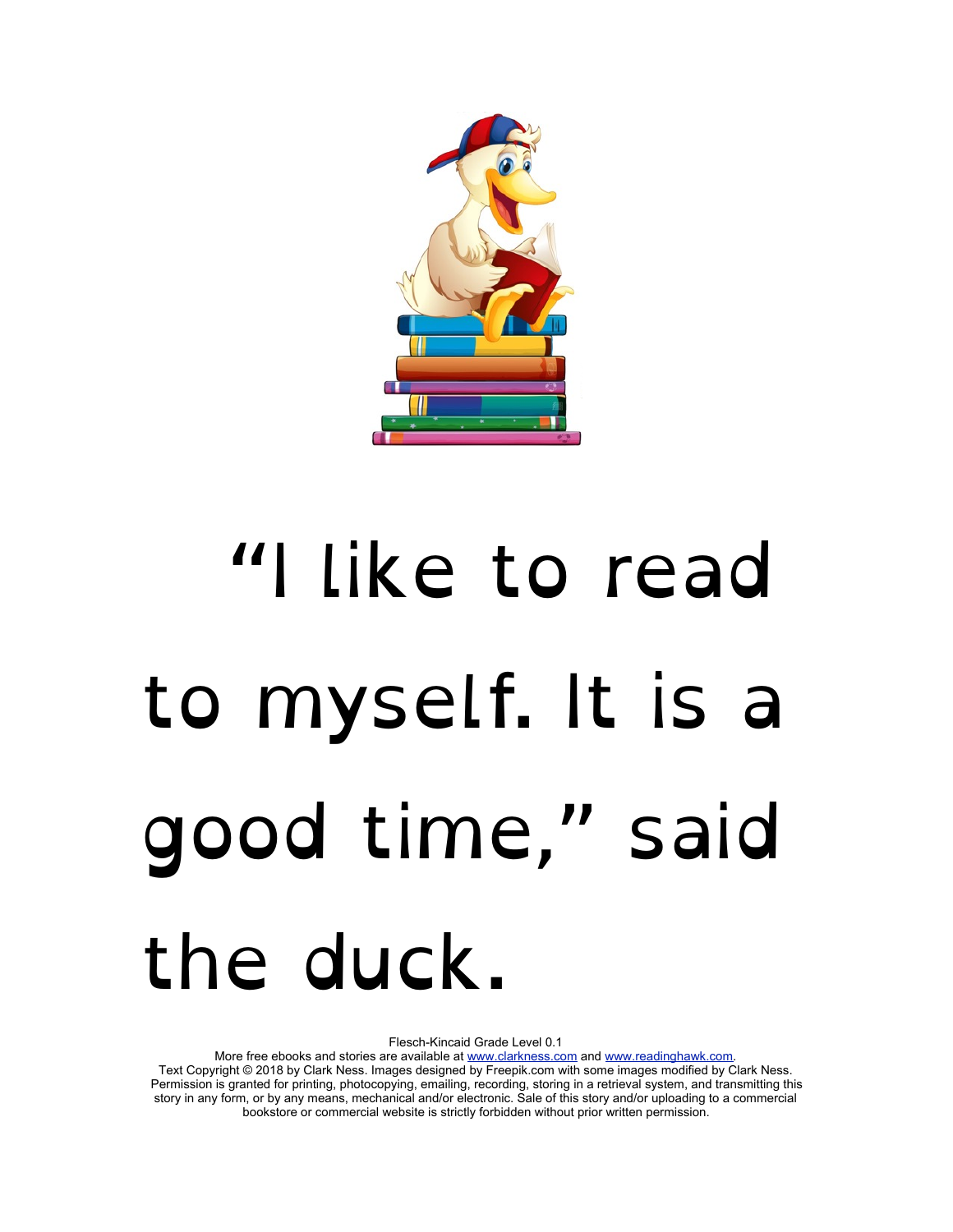"I like to read to myself. It is a good time," said the duck.

Flesch-Kincaid Grade Level 0.1
More free ebooks and stories are available at www.clarkness.com and www.readinghawk.com.
Text Copyright © 2018 by Clark Ness. Images designed by Freepik.com with some images modified by Clark Ness. Permission is granted for printing, photocopying, emailing, recording, storing in a retrieval system, and transmitting this story in any form, or by any means, mechanical and/or electronic. Sale of this story and/or uploading to a commercial bookstore or commercial website is strictly forbidden without prior written permission.